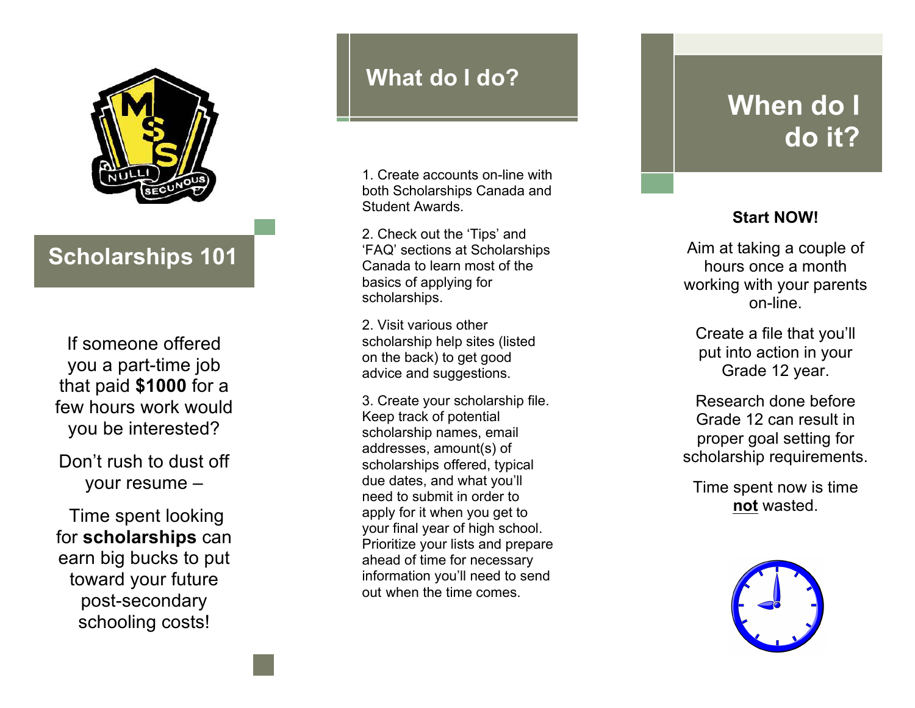# Scholarships 101

If someone offered you a part-time job that paid **$1000** for a few hours work would you be interested?

Don't rush to dust off your resume –

Time spent looking for **scholarships** can earn big bucks to put toward your future post-secondary schooling costs!

## What do I do?

1. Create accounts on-line with both Scholarships Canada and Student Awards.

2. Check out the 'Tips' and 'FAQ' sections at Scholarships Canada to learn most of the basics of applying for scholarships.

2. Visit various other scholarship help sites (listed on the back) to get good advice and suggestions.

3. Create your scholarship file. Keep track of potential scholarship names, email addresses, amount(s) of scholarships offered, typical due dates, and what you'll need to submit in order to apply for it when you get to your final year of high school. Prioritize your lists and prepare ahead of time for necessary information you'll need to send out when the time comes.

## When do I do it?

**Start NOW!**

Aim at taking a couple of hours once a month working with your parents on-line.

Create a file that you'll put into action in your Grade 12 year.

Research done before Grade 12 can result in proper goal setting for scholarship requirements.

Time spent now is time **not** wasted.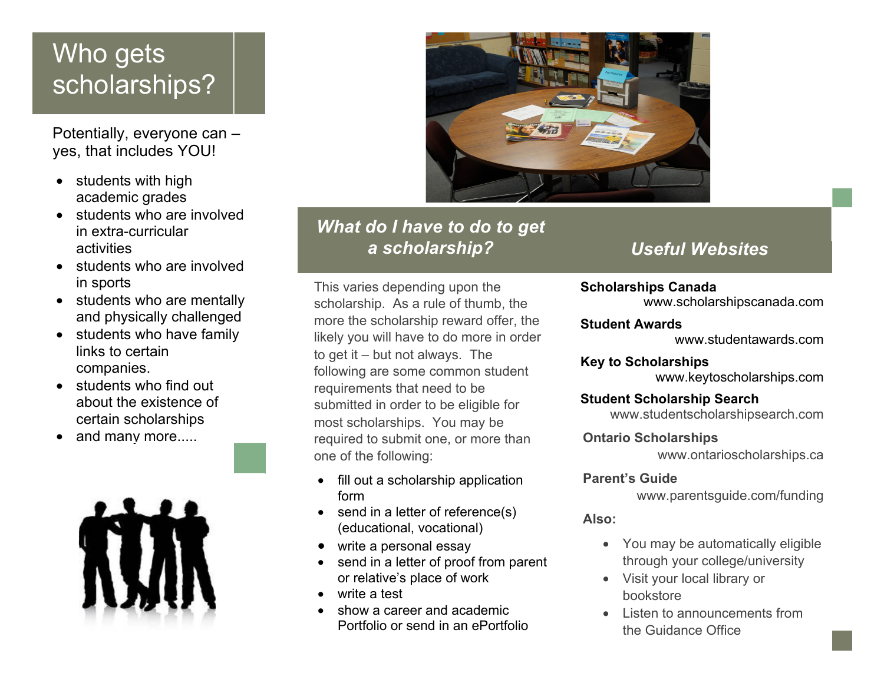# Who gets scholarships?

Potentially, everyone can – yes, that includes YOU!

- students with high academic grades
- students who are involved in extra-curricular activities
- students who are involved in sports
- students who are mentally and physically challenged
- students who have family links to certain companies.
- students who find out about the existence of certain scholarships
- and many more.....

## *What do I have to do to get a scholarship?*

This varies depending upon the scholarship. As a rule of thumb, the more the scholarship reward offer, the likely you will have to do more in order to get it – but not always. The following are some common student requirements that need to be submitted in order to be eligible for most scholarships. You may be required to submit one, or more than one of the following:

- fill out a scholarship application form
- send in a letter of reference(s) (educational, vocational)
- write a personal essay
- send in a letter of proof from parent or relative's place of work
- write a test
- show a career and academic Portfolio or send in an ePortfolio

## *Useful Websites*

**Scholarships Canada**
www.scholarshipscanada.com

**Student Awards**
www.studentawards.com

**Key to Scholarships**
www.keytoscholarships.com

**Student Scholarship Search**
www.studentscholarshipsearch.com

**Ontario Scholarships**
www.ontarioscholarships.ca

**Parent's Guide**
www.parentsguide.com/funding

**Also:**

- You may be automatically eligible through your college/university
- Visit your local library or bookstore
- Listen to announcements from the Guidance Office